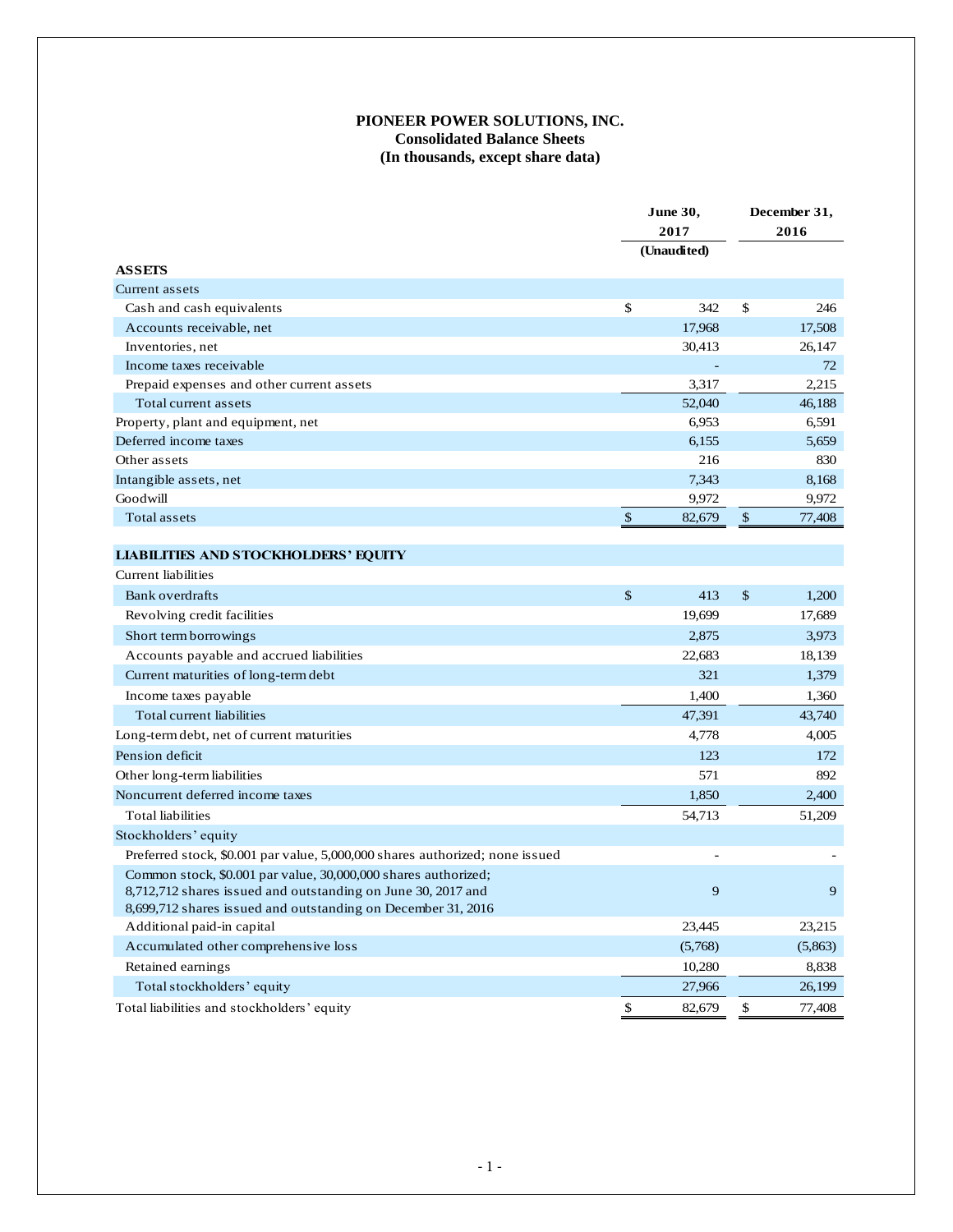**PIONEER POWER SOLUTIONS, INC.**
**Consolidated Balance Sheets**
**(In thousands, except share data)**

| | June 30, 2017 (Unaudited) | December 31, 2016 |
|---|---|---|
| **ASSETS** | | |
| Current assets | | |
| Cash and cash equivalents | $ 342 | $ 246 |
| Accounts receivable, net | 17,968 | 17,508 |
| Inventories, net | 30,413 | 26,147 |
| Income taxes receivable | - | 72 |
| Prepaid expenses and other current assets | 3,317 | 2,215 |
| Total current assets | 52,040 | 46,188 |
| Property, plant and equipment, net | 6,953 | 6,591 |
| Deferred income taxes | 6,155 | 5,659 |
| Other assets | 216 | 830 |
| Intangible assets, net | 7,343 | 8,168 |
| Goodwill | 9,972 | 9,972 |
| Total assets | $ 82,679 | $ 77,408 |
| | | |
| **LIABILITIES AND STOCKHOLDERS' EQUITY** | | |
| Current liabilities | | |
| Bank overdrafts | $ 413 | $ 1,200 |
| Revolving credit facilities | 19,699 | 17,689 |
| Short term borrowings | 2,875 | 3,973 |
| Accounts payable and accrued liabilities | 22,683 | 18,139 |
| Current maturities of long-term debt | 321 | 1,379 |
| Income taxes payable | 1,400 | 1,360 |
| Total current liabilities | 47,391 | 43,740 |
| Long-term debt, net of current maturities | 4,778 | 4,005 |
| Pension deficit | 123 | 172 |
| Other long-term liabilities | 571 | 892 |
| Noncurrent deferred income taxes | 1,850 | 2,400 |
| Total liabilities | 54,713 | 51,209 |
| Stockholders' equity | | |
| Preferred stock, $0.001 par value, 5,000,000 shares authorized; none issued | - | - |
| Common stock, $0.001 par value, 30,000,000 shares authorized; 8,712,712 shares issued and outstanding on June 30, 2017 and 8,699,712 shares issued and outstanding on December 31, 2016 | 9 | 9 |
| Additional paid-in capital | 23,445 | 23,215 |
| Accumulated other comprehensive loss | (5,768) | (5,863) |
| Retained earnings | 10,280 | 8,838 |
| Total stockholders' equity | 27,966 | 26,199 |
| Total liabilities and stockholders' equity | $ 82,679 | $ 77,408 |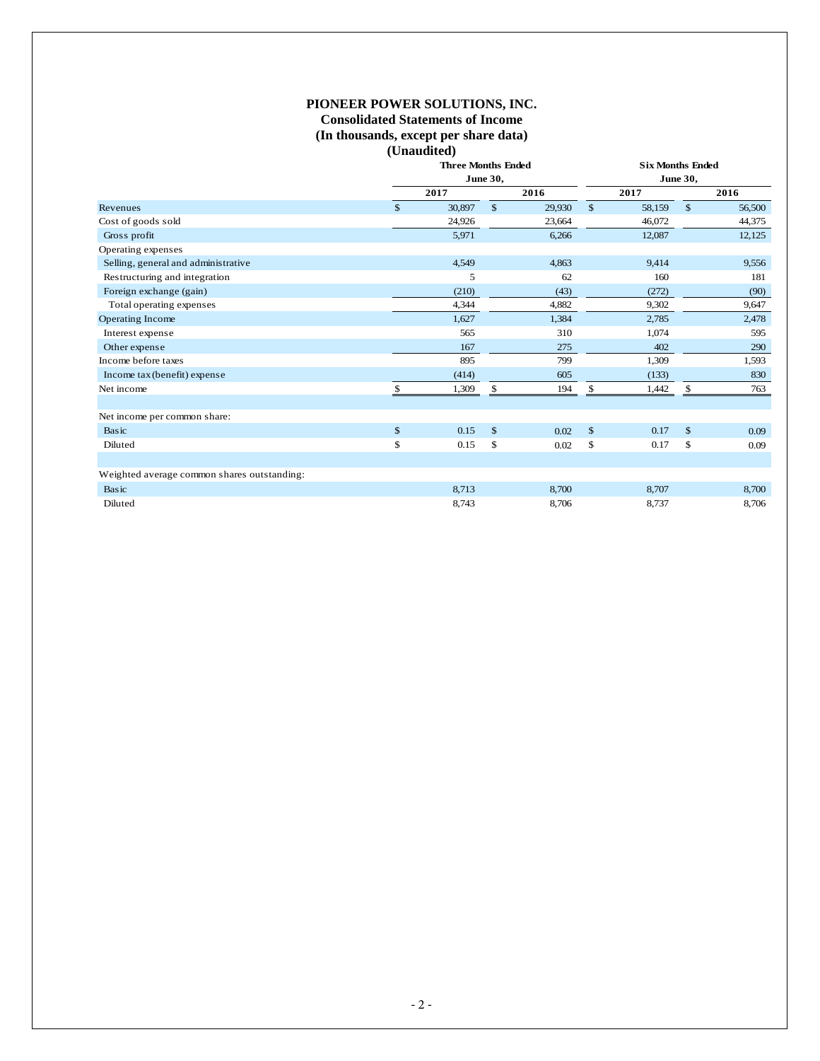# PIONEER POWER SOLUTIONS, INC.
## Consolidated Statements of Income
## (In thousands, except per share data)
## (Unaudited)

| | Three Months Ended June 30, | | Six Months Ended June 30, | |
|---|---|---|---|---|
| | 2017 | 2016 | 2017 | 2016 |
| Revenues | $ 30,897 | $ 29,930 | $ 58,159 | $ 56,500 |
| Cost of goods sold | 24,926 | 23,664 | 46,072 | 44,375 |
| Gross profit | 5,971 | 6,266 | 12,087 | 12,125 |
| Operating expenses | | | | |
| Selling, general and administrative | 4,549 | 4,863 | 9,414 | 9,556 |
| Restructuring and integration | 5 | 62 | 160 | 181 |
| Foreign exchange (gain) | (210) | (43) | (272) | (90) |
| Total operating expenses | 4,344 | 4,882 | 9,302 | 9,647 |
| Operating Income | 1,627 | 1,384 | 2,785 | 2,478 |
| Interest expense | 565 | 310 | 1,074 | 595 |
| Other expense | 167 | 275 | 402 | 290 |
| Income before taxes | 895 | 799 | 1,309 | 1,593 |
| Income tax (benefit) expense | (414) | 605 | (133) | 830 |
| Net income | $ 1,309 | $ 194 | $ 1,442 | $ 763 |
| | | | | |
| Net income per common share: | | | | |
| Basic | $ 0.15 | $ 0.02 | $ 0.17 | $ 0.09 |
| Diluted | $ 0.15 | $ 0.02 | $ 0.17 | $ 0.09 |
| | | | | |
| Weighted average common shares outstanding: | | | | |
| Basic | 8,713 | 8,700 | 8,707 | 8,700 |
| Diluted | 8,743 | 8,706 | 8,737 | 8,706 |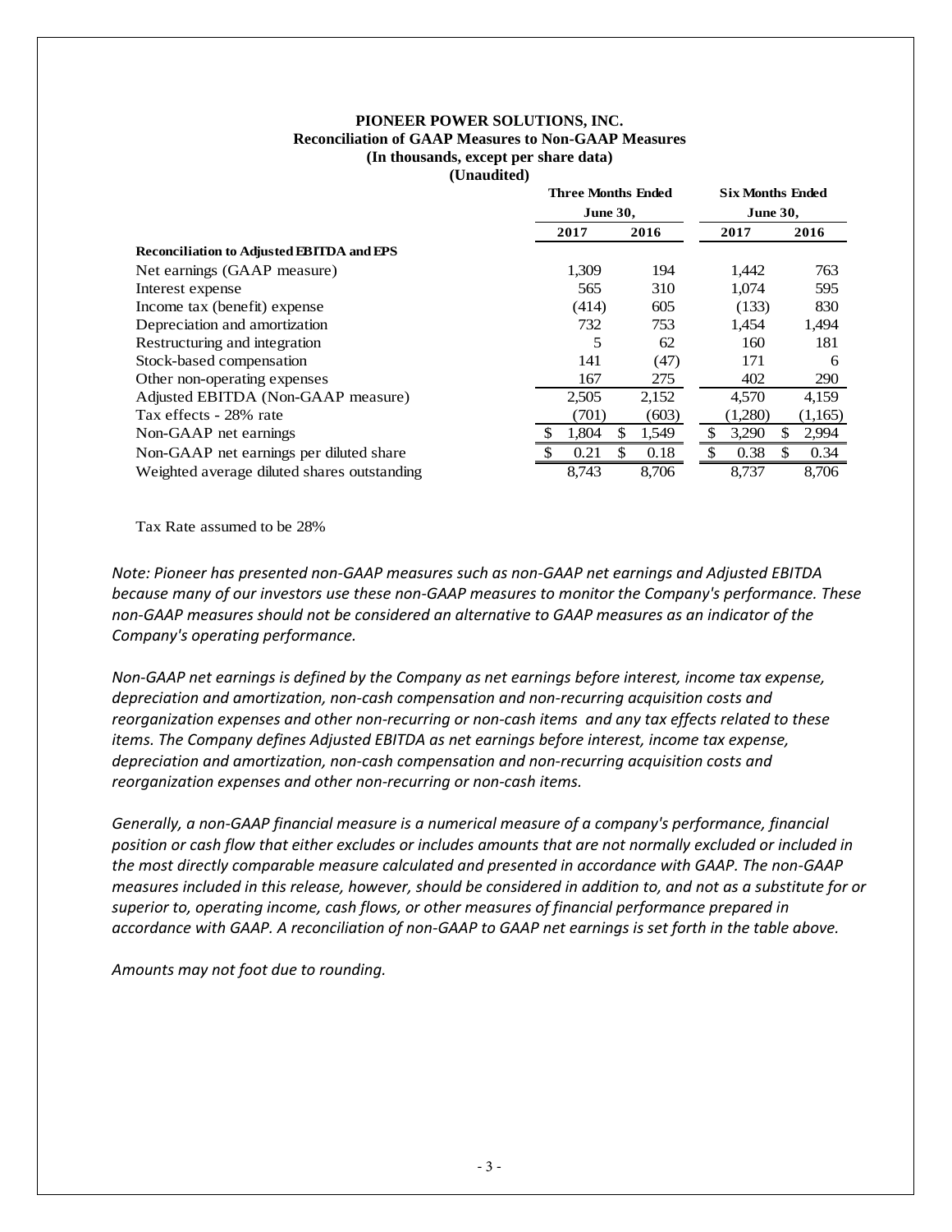**PIONEER POWER SOLUTIONS, INC.**
**Reconciliation of GAAP Measures to Non-GAAP Measures**
**(In thousands, except per share data)**
**(Unaudited)**

| | Three Months Ended June 30, | | Six Months Ended June 30, | |
|---|---|---|---|---|
| | 2017 | 2016 | 2017 | 2016 |
| **Reconciliation to Adjusted EBITDA and EPS** | | | | |
| Net earnings (GAAP measure) | 1,309 | 194 | 1,442 | 763 |
| Interest expense | 565 | 310 | 1,074 | 595 |
| Income tax (benefit) expense | (414) | 605 | (133) | 830 |
| Depreciation and amortization | 732 | 753 | 1,454 | 1,494 |
| Restructuring and integration | 5 | 62 | 160 | 181 |
| Stock-based compensation | 141 | (47) | 171 | 6 |
| Other non-operating expenses | 167 | 275 | 402 | 290 |
| Adjusted EBITDA (Non-GAAP measure) | 2,505 | 2,152 | 4,570 | 4,159 |
| Tax effects - 28% rate | (701) | (603) | (1,280) | (1,165) |
| Non-GAAP net earnings | $ 1,804 | $ 1,549 | $ 3,290 | $ 2,994 |
| Non-GAAP net earnings per diluted share | $ 0.21 | $ 0.18 | $ 0.38 | $ 0.34 |
| Weighted average diluted shares outstanding | 8,743 | 8,706 | 8,737 | 8,706 |

Tax Rate assumed to be 28%

*Note: Pioneer has presented non-GAAP measures such as non-GAAP net earnings and Adjusted EBITDA because many of our investors use these non-GAAP measures to monitor the Company's performance. These non-GAAP measures should not be considered an alternative to GAAP measures as an indicator of the Company's operating performance.*

*Non-GAAP net earnings is defined by the Company as net earnings before interest, income tax expense, depreciation and amortization, non-cash compensation and non-recurring acquisition costs and reorganization expenses and other non-recurring or non-cash items and any tax effects related to these items. The Company defines Adjusted EBITDA as net earnings before interest, income tax expense, depreciation and amortization, non-cash compensation and non-recurring acquisition costs and reorganization expenses and other non-recurring or non-cash items.*

*Generally, a non-GAAP financial measure is a numerical measure of a company's performance, financial position or cash flow that either excludes or includes amounts that are not normally excluded or included in the most directly comparable measure calculated and presented in accordance with GAAP. The non-GAAP measures included in this release, however, should be considered in addition to, and not as a substitute for or superior to, operating income, cash flows, or other measures of financial performance prepared in accordance with GAAP. A reconciliation of non-GAAP to GAAP net earnings is set forth in the table above.*

*Amounts may not foot due to rounding.*